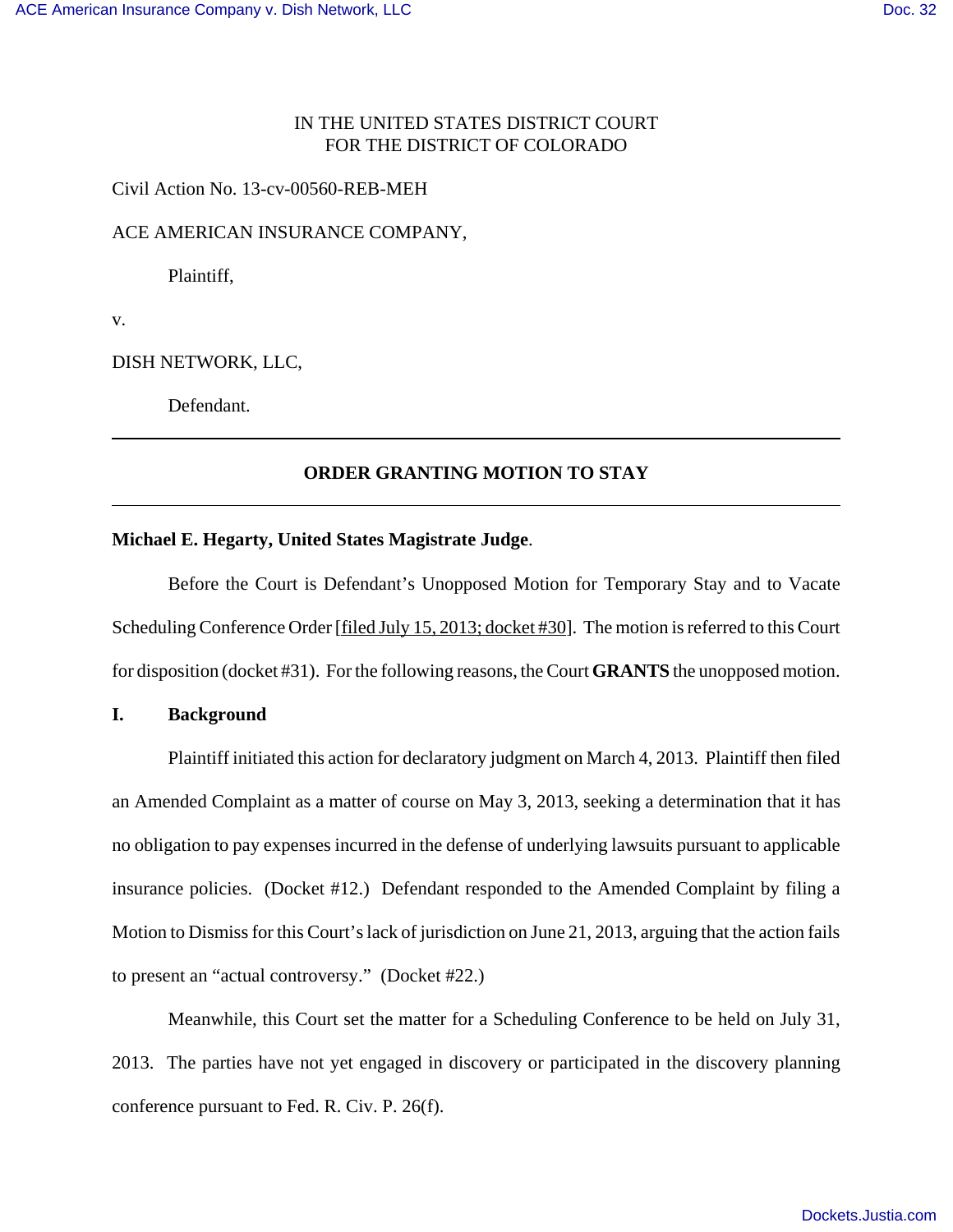IN THE UNITED STATES DISTRICT COURT
FOR THE DISTRICT OF COLORADO

Civil Action No. 13-cv-00560-REB-MEH

ACE AMERICAN INSURANCE COMPANY,

Plaintiff,

v.

DISH NETWORK, LLC,

Defendant.

---

**ORDER GRANTING MOTION TO STAY**

---

**Michael E. Hegarty, United States Magistrate Judge**.

Before the Court is Defendant's Unopposed Motion for Temporary Stay and to Vacate Scheduling Conference Order [filed July 15, 2013; docket #30]. The motion is referred to this Court for disposition (docket #31). For the following reasons, the Court **GRANTS** the unopposed motion.

## I. Background

Plaintiff initiated this action for declaratory judgment on March 4, 2013. Plaintiff then filed an Amended Complaint as a matter of course on May 3, 2013, seeking a determination that it has no obligation to pay expenses incurred in the defense of underlying lawsuits pursuant to applicable insurance policies. (Docket #12.) Defendant responded to the Amended Complaint by filing a Motion to Dismiss for this Court's lack of jurisdiction on June 21, 2013, arguing that the action fails to present an "actual controversy." (Docket #22.)

Meanwhile, this Court set the matter for a Scheduling Conference to be held on July 31, 2013. The parties have not yet engaged in discovery or participated in the discovery planning conference pursuant to Fed. R. Civ. P. 26(f).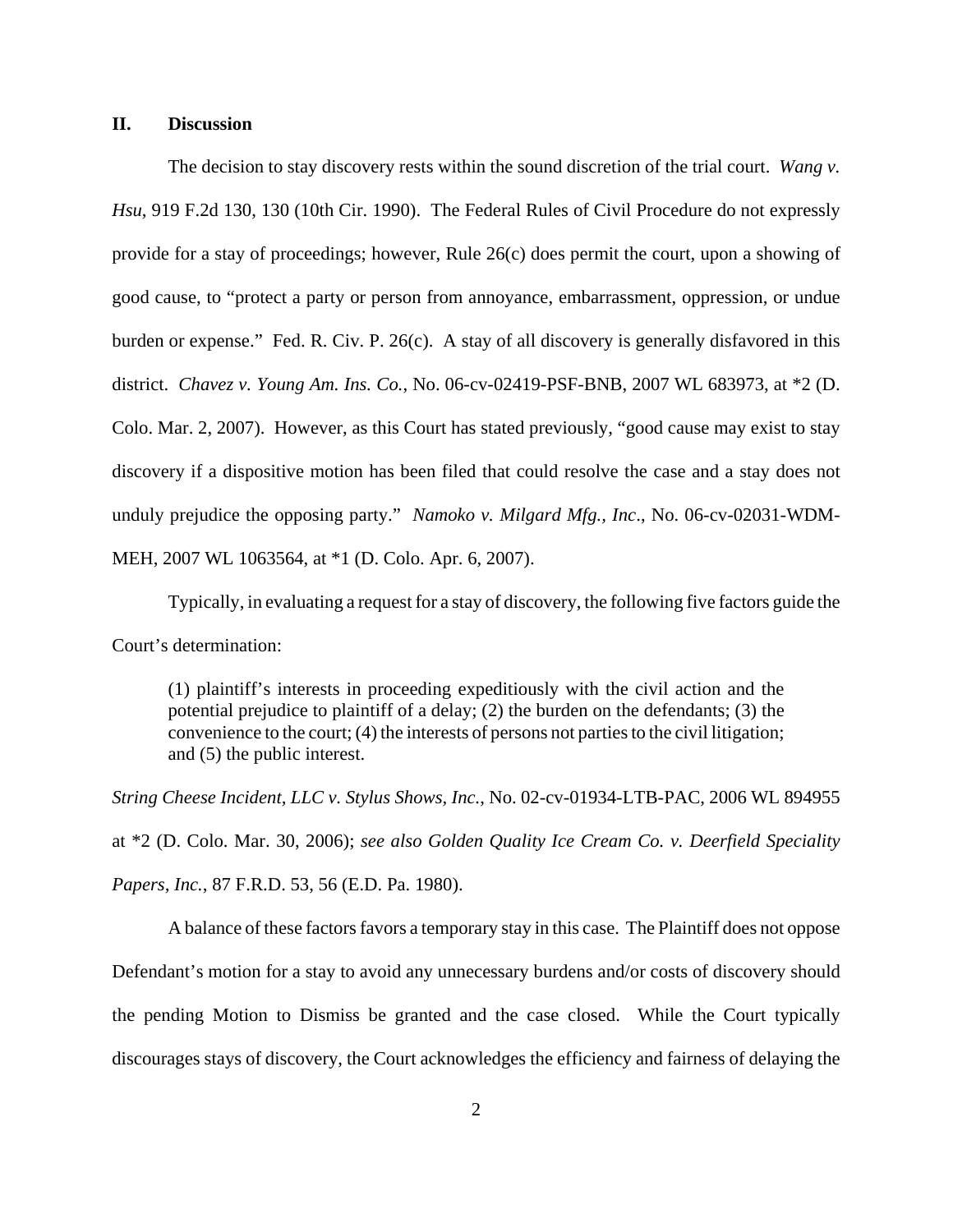## II. Discussion

The decision to stay discovery rests within the sound discretion of the trial court. *Wang v. Hsu*, 919 F.2d 130, 130 (10th Cir. 1990). The Federal Rules of Civil Procedure do not expressly provide for a stay of proceedings; however, Rule 26(c) does permit the court, upon a showing of good cause, to "protect a party or person from annoyance, embarrassment, oppression, or undue burden or expense." Fed. R. Civ. P. 26(c). A stay of all discovery is generally disfavored in this district. *Chavez v. Young Am. Ins. Co.*, No. 06-cv-02419-PSF-BNB, 2007 WL 683973, at *2 (D. Colo. Mar. 2, 2007). However, as this Court has stated previously, "good cause may exist to stay discovery if a dispositive motion has been filed that could resolve the case and a stay does not unduly prejudice the opposing party." *Namoko v. Milgard Mfg., Inc*., No. 06-cv-02031-WDM-MEH, 2007 WL 1063564, at *1 (D. Colo. Apr. 6, 2007).

Typically, in evaluating a request for a stay of discovery, the following five factors guide the Court's determination:

> (1) plaintiff's interests in proceeding expeditiously with the civil action and the potential prejudice to plaintiff of a delay; (2) the burden on the defendants; (3) the convenience to the court; (4) the interests of persons not parties to the civil litigation; and (5) the public interest.

*String Cheese Incident, LLC v. Stylus Shows, Inc.*, No. 02-cv-01934-LTB-PAC, 2006 WL 894955 at *2 (D. Colo. Mar. 30, 2006); *see also Golden Quality Ice Cream Co. v. Deerfield Speciality Papers, Inc.*, 87 F.R.D. 53, 56 (E.D. Pa. 1980).

A balance of these factors favors a temporary stay in this case. The Plaintiff does not oppose Defendant's motion for a stay to avoid any unnecessary burdens and/or costs of discovery should the pending Motion to Dismiss be granted and the case closed. While the Court typically discourages stays of discovery, the Court acknowledges the efficiency and fairness of delaying the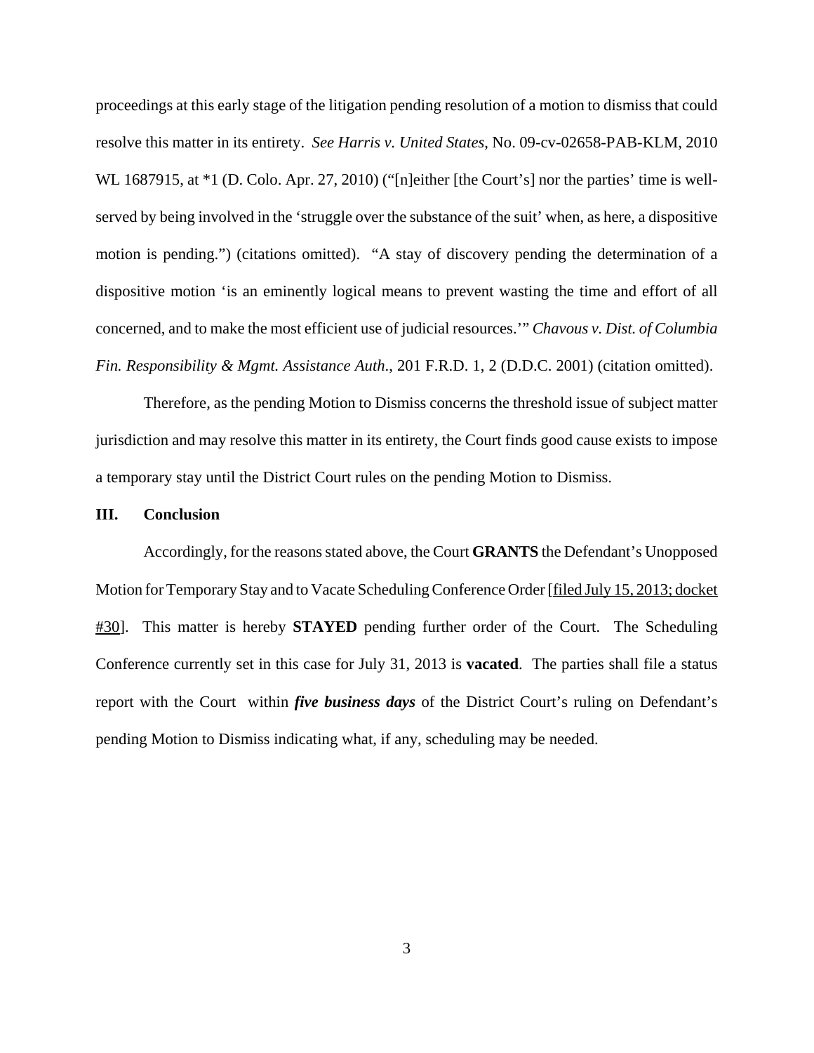proceedings at this early stage of the litigation pending resolution of a motion to dismiss that could resolve this matter in its entirety. *See Harris v. United States*, No. 09-cv-02658-PAB-KLM, 2010 WL 1687915, at *1 (D. Colo. Apr. 27, 2010) ("[n]either [the Court's] nor the parties' time is well-served by being involved in the 'struggle over the substance of the suit' when, as here, a dispositive motion is pending.") (citations omitted). "A stay of discovery pending the determination of a dispositive motion 'is an eminently logical means to prevent wasting the time and effort of all concerned, and to make the most efficient use of judicial resources.'" *Chavous v. Dist. of Columbia Fin. Responsibility & Mgmt. Assistance Auth.*, 201 F.R.D. 1, 2 (D.D.C. 2001) (citation omitted).

Therefore, as the pending Motion to Dismiss concerns the threshold issue of subject matter jurisdiction and may resolve this matter in its entirety, the Court finds good cause exists to impose a temporary stay until the District Court rules on the pending Motion to Dismiss.

## III. Conclusion

Accordingly, for the reasons stated above, the Court **GRANTS** the Defendant's Unopposed Motion for Temporary Stay and to Vacate Scheduling Conference Order [filed July 15, 2013; docket #30]. This matter is hereby **STAYED** pending further order of the Court. The Scheduling Conference currently set in this case for July 31, 2013 is **vacated**. The parties shall file a status report with the Court within ***five business days*** of the District Court's ruling on Defendant's pending Motion to Dismiss indicating what, if any, scheduling may be needed.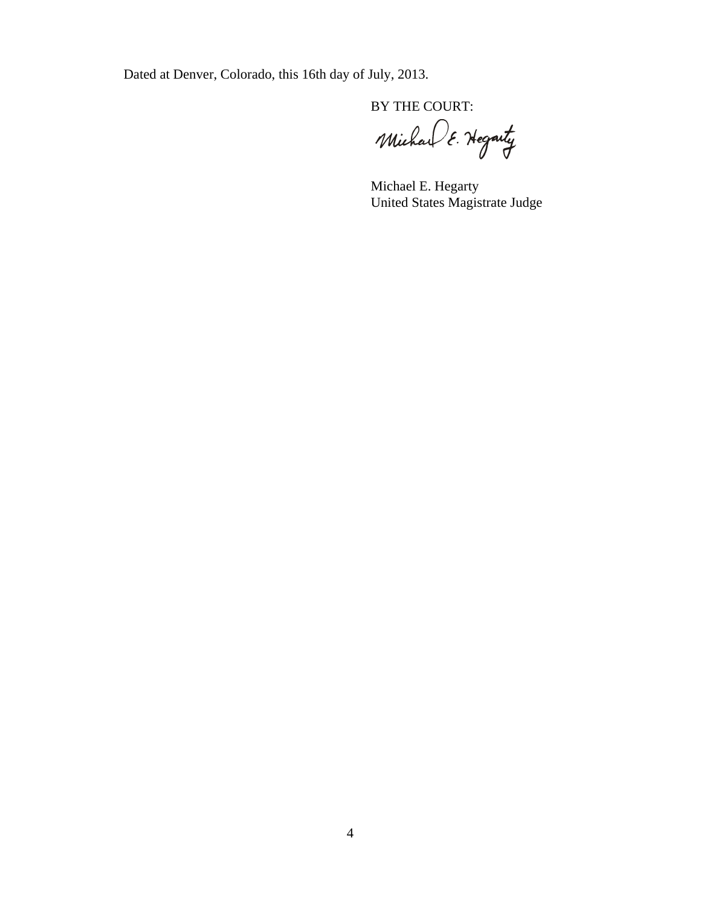Dated at Denver, Colorado, this 16th day of July, 2013.

BY THE COURT:

Michael E. Hegarty

Michael E. Hegarty
United States Magistrate Judge